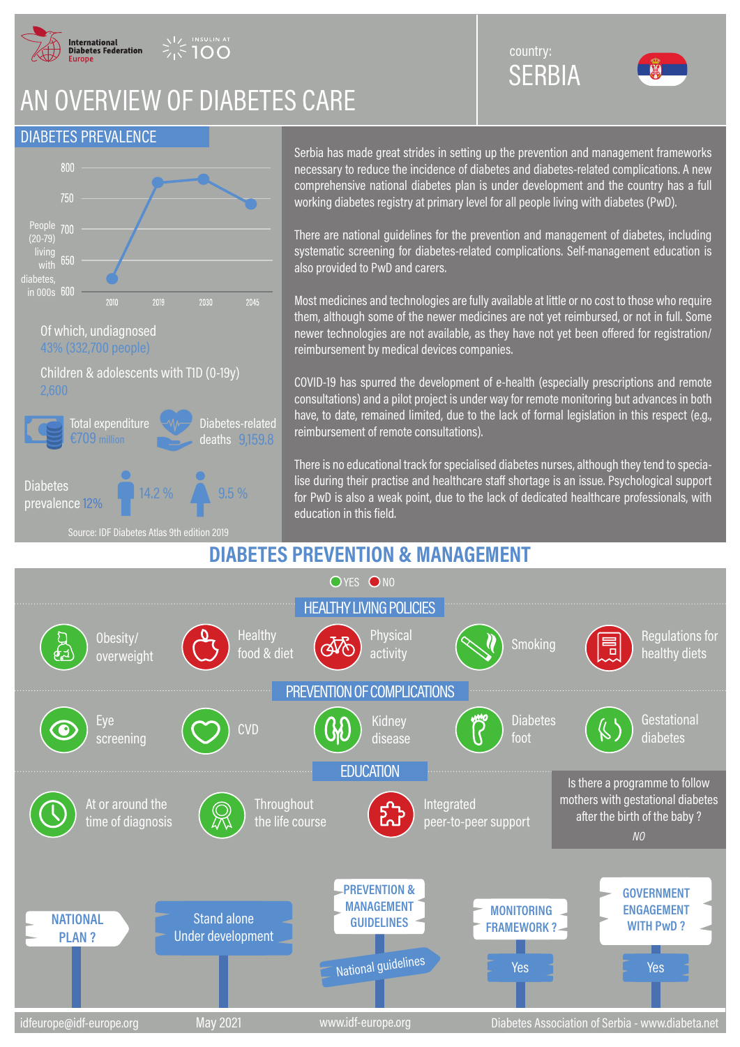International Diabetes Federation Europe — INSULIN AT 100

# AN OVERVIEW OF DIABETES CARE

country: **SERBIA**

## DIABETES PREVALENCE

People (20-79) living with diabetes, in 000s

| Year | 2010 | 2019 | 2030 | 2045 |
|---|---|---|---|---|
| People (000s) | ~620 | ~775 | ~780 | ~740 |

Of which, undiagnosed
43% (332,700 people)

Children & adolescents with T1D (0-19y)
2,600

Total expenditure €709 million

Diabetes-related deaths 9,159.8

Diabetes prevalence 12% — 14.2 % (men), 9.5 % (women)

Source: IDF Diabetes Atlas 9th edition 2019

Serbia has made great strides in setting up the prevention and management frameworks necessary to reduce the incidence of diabetes and diabetes-related complications. A new comprehensive national diabetes plan is under development and the country has a full working diabetes registry at primary level for all people living with diabetes (PwD).

There are national guidelines for the prevention and management of diabetes, including systematic screening for diabetes-related complications. Self-management education is also provided to PwD and carers.

Most medicines and technologies are fully available at little or no cost to those who require them, although some of the newer medicines are not yet reimbursed, or not in full. Some newer technologies are not available, as they have not yet been offered for registration/reimbursement by medical devices companies.

COVID-19 has spurred the development of e-health (especially prescriptions and remote consultations) and a pilot project is under way for remote monitoring but advances in both have, to date, remained limited, due to the lack of formal legislation in this respect (e.g., reimbursement of remote consultations).

There is no educational track for specialised diabetes nurses, although they tend to specialise during their practise and healthcare staff shortage is an issue. Psychological support for PwD is also a weak point, due to the lack of dedicated healthcare professionals, with education in this field.

## DIABETES PREVENTION & MANAGEMENT

YES / NO

### HEALTHY LIVING POLICIES

| Item | Status |
|---|---|
| Obesity/ overweight | YES |
| Healthy food & diet | NO |
| Physical activity | NO |
| Smoking | YES |
| Regulations for healthy diets | NO |

### PREVENTION OF COMPLICATIONS

| Item | Status |
|---|---|
| Eye screening | YES |
| CVD | YES |
| Kidney disease | YES |
| Diabetes foot | YES |
| Gestational diabetes | YES |

### EDUCATION

| Item | Status |
|---|---|
| At or around the time of diagnosis | YES |
| Throughout the life course | YES |
| Integrated peer-to-peer support | NO |

Is there a programme to follow mothers with gestational diabetes after the birth of the baby ?
*NO*

| NATIONAL PLAN ? | PREVENTION & MANAGEMENT GUIDELINES | MONITORING FRAMEWORK ? | GOVERNMENT ENGAGEMENT WITH PwD ? |
|---|---|---|---|
| Stand alone Under development | National guidelines | Yes | Yes |

idfeurope@idf-europe.org — May 2021 — www.idf-europe.org — Diabetes Association of Serbia - www.diabeta.net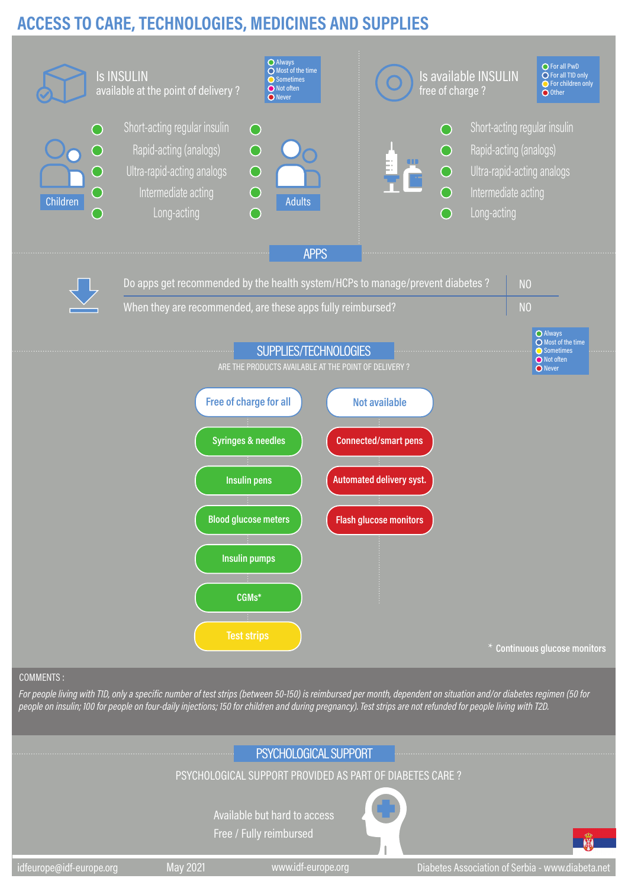# ACCESS TO CARE, TECHNOLOGIES, MEDICINES AND SUPPLIES

## Is INSULIN available at the point of delivery ?

Legend: Always (green) / Most of the time (white) / Sometimes (yellow) / Not often (pink) / Never (red)

| Children | Insulin type | Adults |
|---|---|---|
| Always | Short-acting regular insulin | Always |
| Always | Rapid-acting (analogs) | Always |
| Always | Ultra-rapid-acting analogs | Always |
| Always | Intermediate acting | Always |
| Always | Long-acting | Always |

## Is available INSULIN free of charge ?

Legend: For all PwD (green) / For all T1D only (white) / For children only (yellow) / Other (red)

| Insulin type | Free of charge |
|---|---|
| Short-acting regular insulin | For all PwD |
| Rapid-acting (analogs) | For all PwD |
| Ultra-rapid-acting analogs | For all PwD |
| Intermediate acting | For all PwD |
| Long-acting | For all PwD |

## APPS

| Question | Answer |
|---|---|
| Do apps get recommended by the health system/HCPs to manage/prevent diabetes ? | NO |
| When they are recommended, are these apps fully reimbursed? | NO |

## SUPPLIES/TECHNOLOGIES

ARE THE PRODUCTS AVAILABLE AT THE POINT OF DELIVERY ?

Legend: Always (green) / Most of the time (white) / Sometimes (yellow) / Not often (pink) / Never (red)

| Free of charge for all | Not available |
|---|---|
| Syringes & needles (Always) | Connected/smart pens (Never) |
| Insulin pens (Always) | Automated delivery syst. (Never) |
| Blood glucose meters (Always) | Flash glucose monitors (Never) |
| Insulin pumps (Always) | |
| CGMs* (Always) | |
| Test strips (Sometimes) | |

\* Continuous glucose monitors

COMMENTS :

*For people living with TlD, only a specific number of test strips (between 50-150) is reimbursed per month, dependent on situation and/or diabetes regimen (50 for people on insulin; 100 for people on four-daily injections; 150 for children and during pregnancy). Test strips are not refunded for people living with T2D.*

## PSYCHOLOGICAL SUPPORT

PSYCHOLOGICAL SUPPORT PROVIDED AS PART OF DIABETES CARE ?

Available but hard to access

Free / Fully reimbursed

idfeurope@idf-europe.org | May 2021 | www.idf-europe.org | Diabetes Association of Serbia - www.diabeta.net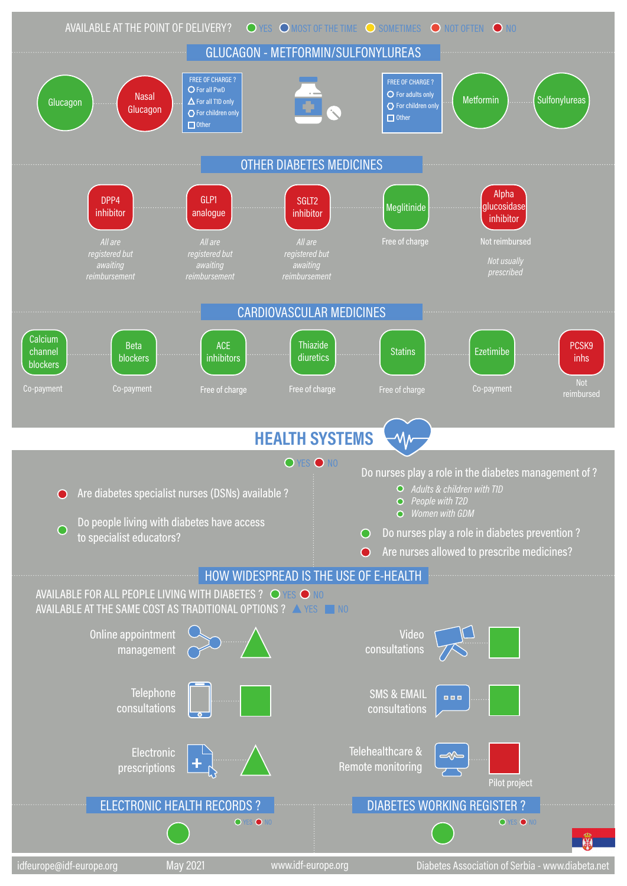AVAILABLE AT THE POINT OF DELIVERY? YES · MOST OF THE TIME · SOMETIMES · NOT OFTEN · NO

## GLUCAGON - METFORMIN/SULFONYLUREAS

Glucagon

Nasal Glucagon

FREE OF CHARGE ?
- For all PwD
- For all T1D only
- For children only
- Other

FREE OF CHARGE ?
- For adults only
- For children only
- Other

Metformin

Sulfonylureas

## OTHER DIABETES MEDICINES

DPP4 inhibitor — *All are registered but awaiting reimbursement*

GLP1 analogue — *All are registered but awaiting reimbursement*

SGLT2 inhibitor — *All are registered but awaiting reimbursement*

Meglitinide — Free of charge

Alpha glucosidase inhibitor — Not reimbursed — *Not usually prescribed*

## CARDIOVASCULAR MEDICINES

Calcium channel blockers — Co-payment

Beta blockers — Co-payment

ACE inhibitors — Free of charge

Thiazide diuretics — Free of charge

Statins — Free of charge

Ezetimibe — Co-payment

PCSK9 inhs — Not reimbursed

# HEALTH SYSTEMS

YES · NO

- Are diabetes specialist nurses (DSNs) available ? (NO)
- Do people living with diabetes have access to specialist educators? (YES)

Do nurses play a role in the diabetes management of ?
- *Adults & children with T1D* (YES)
- *People with T2D* (YES)
- *Women with GDM* (YES)

- Do nurses play a role in diabetes prevention ? (YES)
- Are nurses allowed to prescribe medicines? (NO)

## HOW WIDESPREAD IS THE USE OF E-HEALTH

AVAILABLE FOR ALL PEOPLE LIVING WITH DIABETES ? YES · NO
AVAILABLE AT THE SAME COST AS TRADITIONAL OPTIONS ? YES (triangle) · NO (square)

Online appointment management

Video consultations

Telephone consultations

SMS & EMAIL consultations

Electronic prescriptions

Telehealthcare & Remote monitoring — Pilot project

## ELECTRONIC HEALTH RECORDS ?

YES · NO

## DIABETES WORKING REGISTER ?

YES · NO

idfeurope@idf-europe.org May 2021 www.idf-europe.org Diabetes Association of Serbia - www.diabeta.net